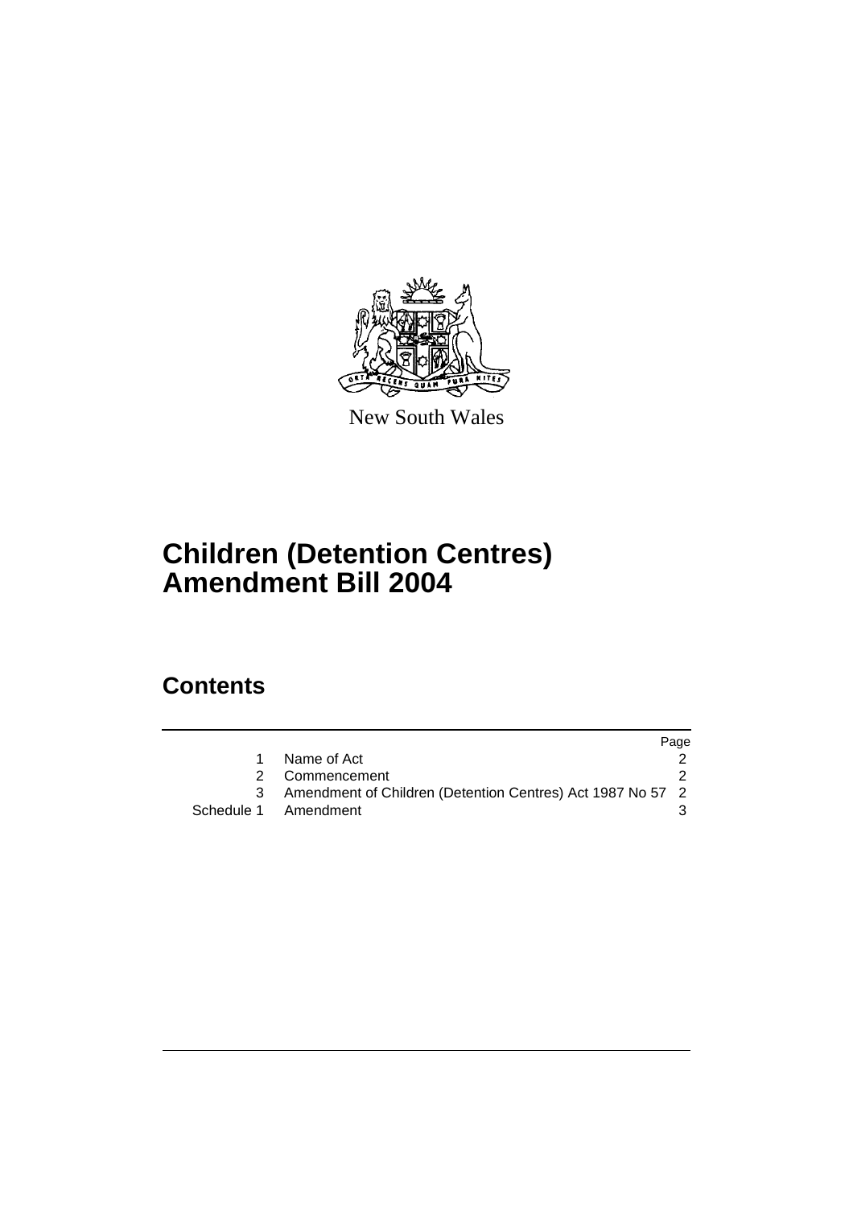New South Wales

# Children (Detention Centres) Amendment Bill 2004

## Contents

| | | Page |
|---|---|---|
| 1 | Name of Act | 2 |
| 2 | Commencement | 2 |
| 3 | Amendment of Children (Detention Centres) Act 1987 No 57 | 2 |
| Schedule 1 | Amendment | 3 |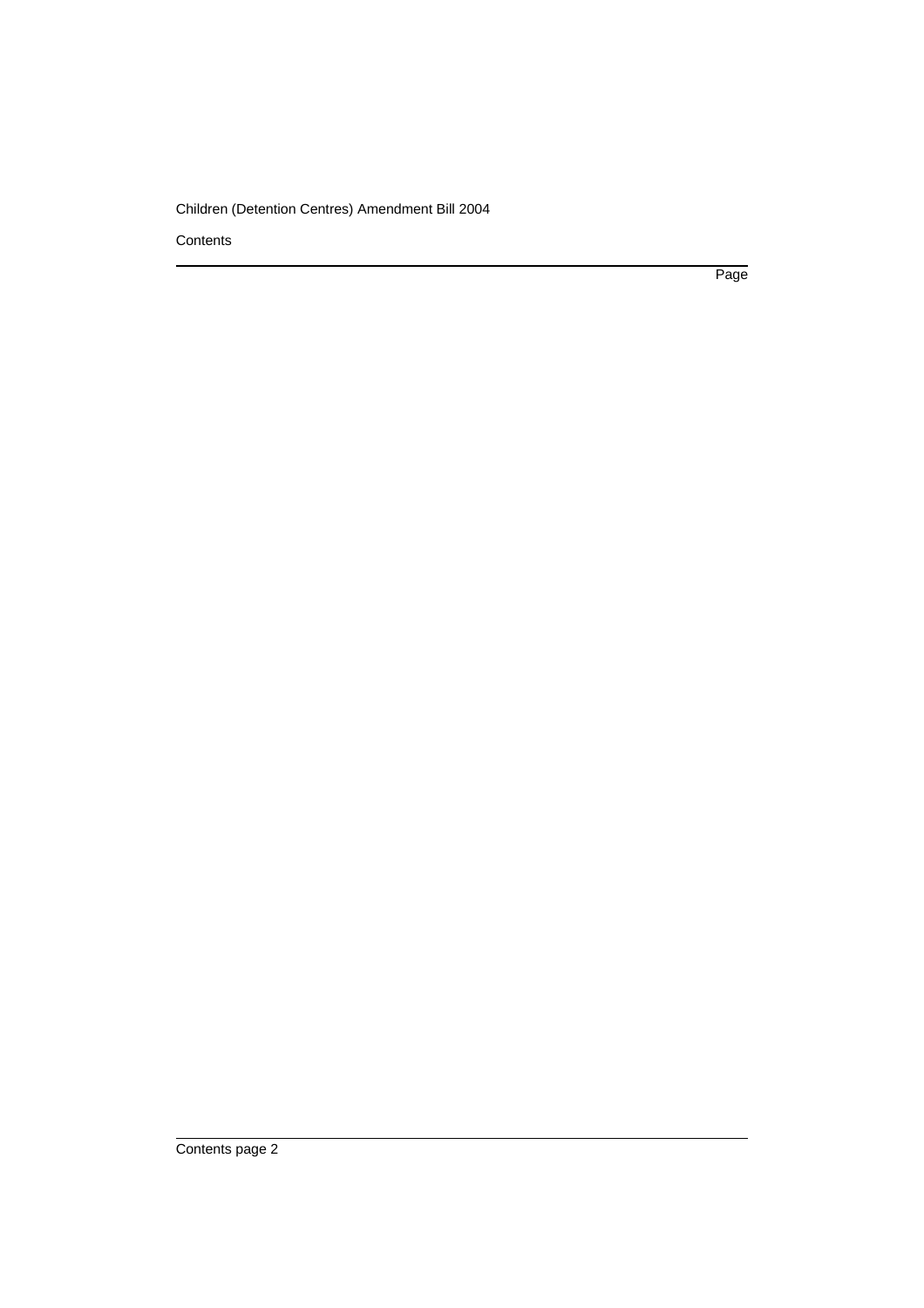Contents

Page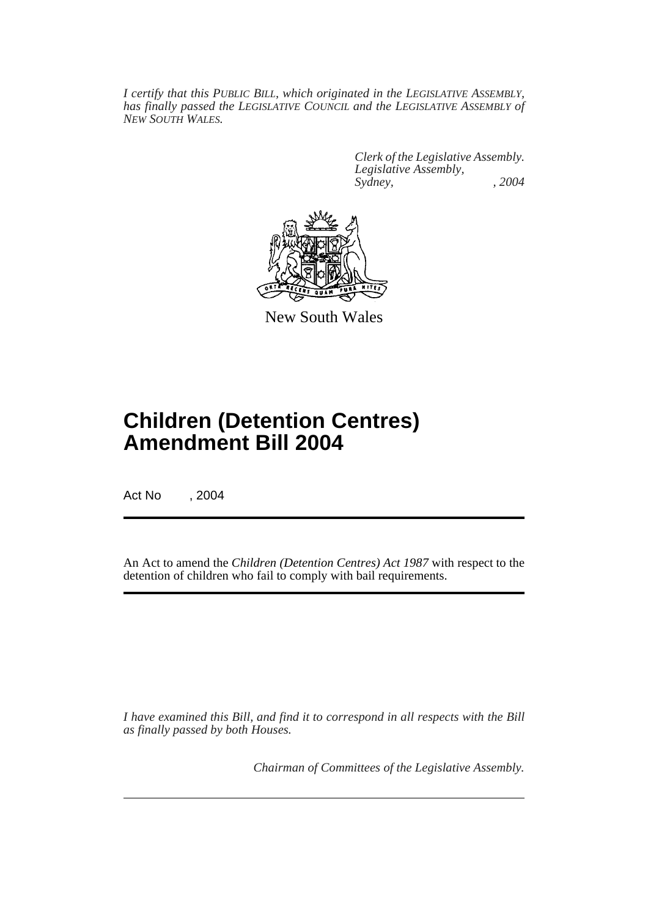*I certify that this PUBLIC BILL, which originated in the LEGISLATIVE ASSEMBLY, has finally passed the LEGISLATIVE COUNCIL and the LEGISLATIVE ASSEMBLY of NEW SOUTH WALES.*

*Clerk of the Legislative Assembly.*
*Legislative Assembly,*
*Sydney, , 2004*

New South Wales

# Children (Detention Centres) Amendment Bill 2004

Act No , 2004

An Act to amend the *Children (Detention Centres) Act 1987* with respect to the detention of children who fail to comply with bail requirements.

*I have examined this Bill, and find it to correspond in all respects with the Bill as finally passed by both Houses.*

*Chairman of Committees of the Legislative Assembly.*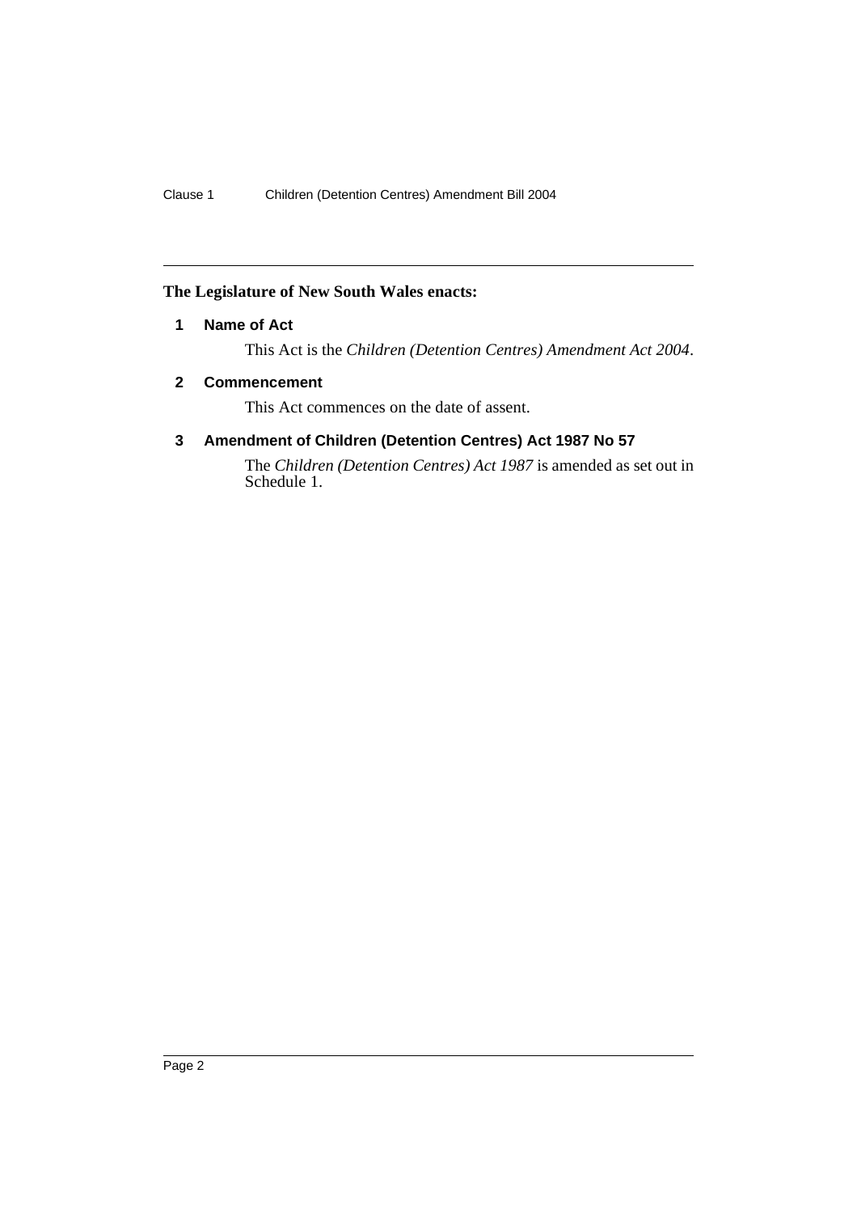**The Legislature of New South Wales enacts:**

## 1 Name of Act

This Act is the *Children (Detention Centres) Amendment Act 2004*.

## 2 Commencement

This Act commences on the date of assent.

## 3 Amendment of Children (Detention Centres) Act 1987 No 57

The *Children (Detention Centres) Act 1987* is amended as set out in Schedule 1.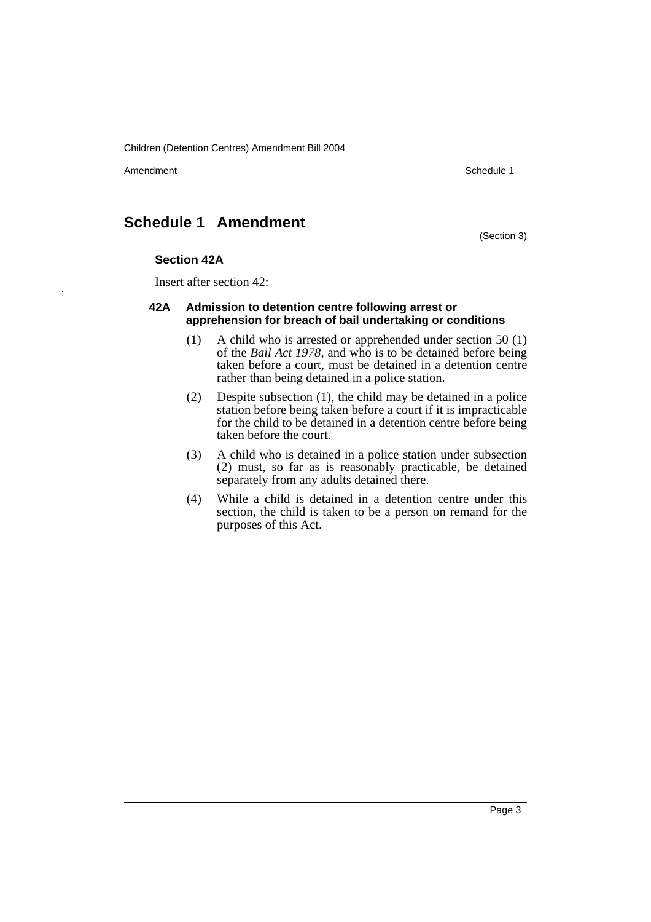## Schedule 1 Amendment

(Section 3)

### Section 42A

Insert after section 42:

#### 42A Admission to detention centre following arrest or apprehension for breach of bail undertaking or conditions

(1) A child who is arrested or apprehended under section 50 (1) of the *Bail Act 1978*, and who is to be detained before being taken before a court, must be detained in a detention centre rather than being detained in a police station.

(2) Despite subsection (1), the child may be detained in a police station before being taken before a court if it is impracticable for the child to be detained in a detention centre before being taken before the court.

(3) A child who is detained in a police station under subsection (2) must, so far as is reasonably practicable, be detained separately from any adults detained there.

(4) While a child is detained in a detention centre under this section, the child is taken to be a person on remand for the purposes of this Act.